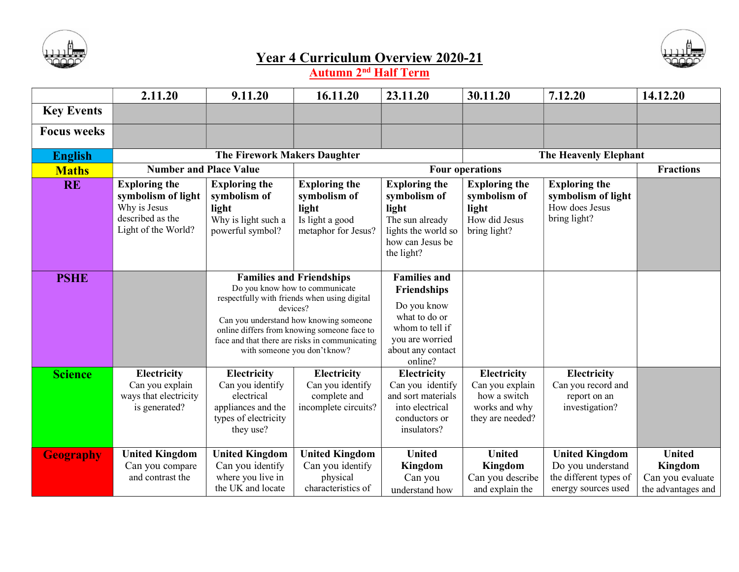# Year 4 Curriculum Overview 2020-21

## Autumn 2nd Half Term

| | 2.11.20 | 9.11.20 | 16.11.20 | 23.11.20 | 30.11.20 | 7.12.20 | 14.12.20 |
|---|---|---|---|---|---|---|---|
| **Key Events** | | | | | | | |
| **Focus weeks** | | | | | | | |
| **English** | **The Firework Makers Daughter** | | | | **The Heavenly Elephant** | | |
| **Maths** | **Number and Place Value** | | **Four operations** | | | | **Fractions** |
| **RE** | **Exploring the symbolism of light** Why is Jesus described as the Light of the World? | **Exploring the symbolism of light** Why is light such a powerful symbol? | **Exploring the symbolism of light** Is light a good metaphor for Jesus? | **Exploring the symbolism of light** The sun already lights the world so how can Jesus be the light? | **Exploring the symbolism of light** How did Jesus bring light? | **Exploring the symbolism of light** How does Jesus bring light? | |
| **PSHE** | | **Families and Friendships** Do you know how to communicate respectfully with friends when using digital devices? Can you understand how knowing someone online differs from knowing someone face to face and that there are risks in communicating with someone you don't know? | | **Families and Friendships** Do you know what to do or whom to tell if you are worried about any contact online? | | | |
| **Science** | **Electricity** Can you explain ways that electricity is generated? | **Electricity** Can you identify electrical appliances and the types of electricity they use? | **Electricity** Can you identify complete and incomplete circuits? | **Electricity** Can you identify and sort materials into electrical conductors or insulators? | **Electricity** Can you explain how a switch works and why they are needed? | **Electricity** Can you record and report on an investigation? | |
| **Geography** | **United Kingdom** Can you compare and contrast the | **United Kingdom** Can you identify where you live in the UK and locate | **United Kingdom** Can you identify physical characteristics of | **United Kingdom** Can you understand how | **United Kingdom** Can you describe and explain the | **United Kingdom** Do you understand the different types of energy sources used | **United Kingdom** Can you evaluate the advantages and |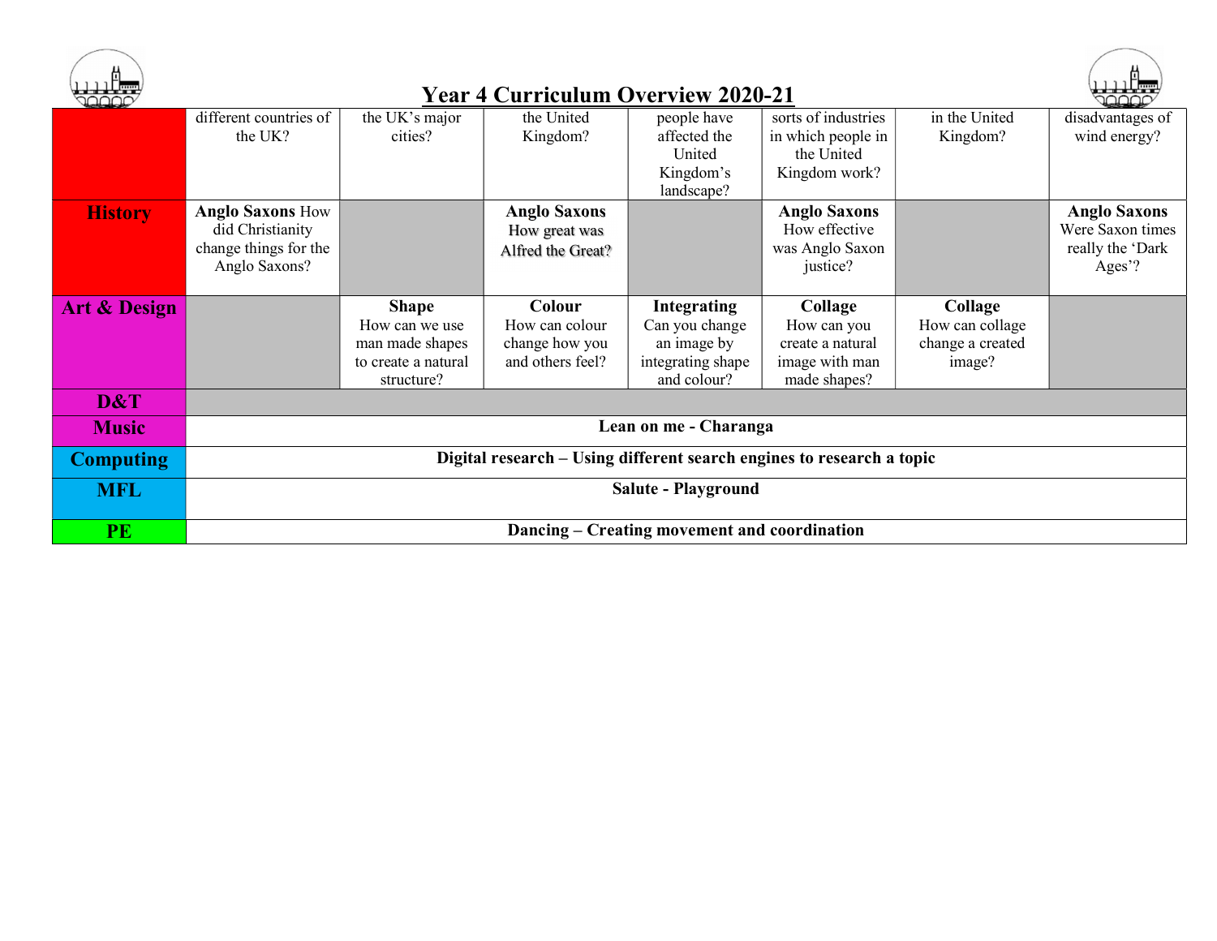# Year 4 Curriculum Overview 2020-21

| | | | | | | | |
|---|---|---|---|---|---|---|---|
| | different countries of the UK? | the UK's major cities? | the United Kingdom? | people have affected the United Kingdom's landscape? | sorts of industries in which people in the United Kingdom work? | in the United Kingdom? | disadvantages of wind energy? |
| **History** | **Anglo Saxons** How did Christianity change things for the Anglo Saxons? | | **Anglo Saxons** How great was Alfred the Great? | | **Anglo Saxons** How effective was Anglo Saxon justice? | | **Anglo Saxons** Were Saxon times really the 'Dark Ages'? |
| **Art & Design** | | **Shape** How can we use man made shapes to create a natural structure? | **Colour** How can colour change how you and others feel? | **Integrating** Can you change an image by integrating shape and colour? | **Collage** How can you create a natural image with man made shapes? | **Collage** How can collage change a created image? | |
| **D&T** | | | | | | | |
| **Music** | **Lean on me - Charanga** | | | | | | |
| **Computing** | **Digital research – Using different search engines to research a topic** | | | | | | |
| **MFL** | **Salute - Playground** | | | | | | |
| **PE** | **Dancing – Creating movement and coordination** | | | | | | |